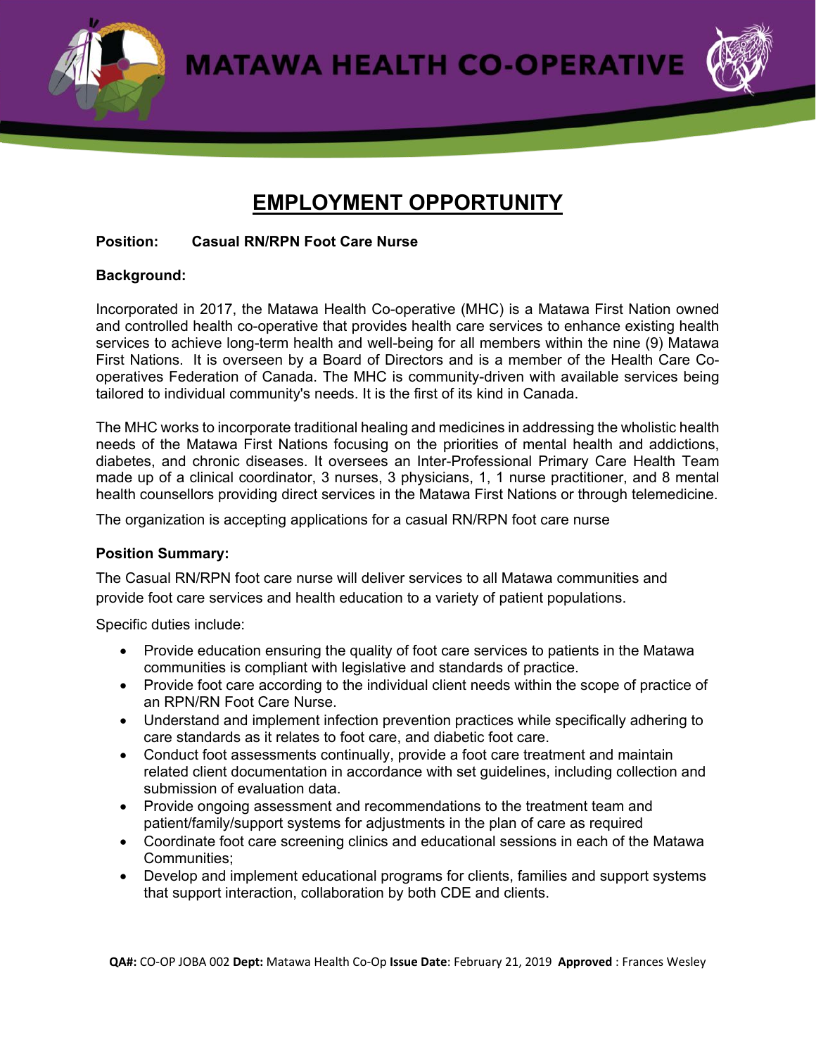# MATAWA HEALTH CO-OPERATIVE

## EMPLOYMENT OPPORTUNITY

**Position:** **Casual RN/RPN Foot Care Nurse**

**Background:**

Incorporated in 2017, the Matawa Health Co-operative (MHC) is a Matawa First Nation owned and controlled health co-operative that provides health care services to enhance existing health services to achieve long-term health and well-being for all members within the nine (9) Matawa First Nations. It is overseen by a Board of Directors and is a member of the Health Care Co-operatives Federation of Canada. The MHC is community-driven with available services being tailored to individual community's needs. It is the first of its kind in Canada.

The MHC works to incorporate traditional healing and medicines in addressing the wholistic health needs of the Matawa First Nations focusing on the priorities of mental health and addictions, diabetes, and chronic diseases. It oversees an Inter-Professional Primary Care Health Team made up of a clinical coordinator, 3 nurses, 3 physicians, 1, 1 nurse practitioner, and 8 mental health counsellors providing direct services in the Matawa First Nations or through telemedicine.

The organization is accepting applications for a casual RN/RPN foot care nurse

**Position Summary:**

The Casual RN/RPN foot care nurse will deliver services to all Matawa communities and provide foot care services and health education to a variety of patient populations.

Specific duties include:

- Provide education ensuring the quality of foot care services to patients in the Matawa communities is compliant with legislative and standards of practice.
- Provide foot care according to the individual client needs within the scope of practice of an RPN/RN Foot Care Nurse.
- Understand and implement infection prevention practices while specifically adhering to care standards as it relates to foot care, and diabetic foot care.
- Conduct foot assessments continually, provide a foot care treatment and maintain related client documentation in accordance with set guidelines, including collection and submission of evaluation data.
- Provide ongoing assessment and recommendations to the treatment team and patient/family/support systems for adjustments in the plan of care as required
- Coordinate foot care screening clinics and educational sessions in each of the Matawa Communities;
- Develop and implement educational programs for clients, families and support systems that support interaction, collaboration by both CDE and clients.

**QA#:** CO-OP JOBA 002 **Dept:** Matawa Health Co-Op **Issue Date**: February 21, 2019 **Approved** : Frances Wesley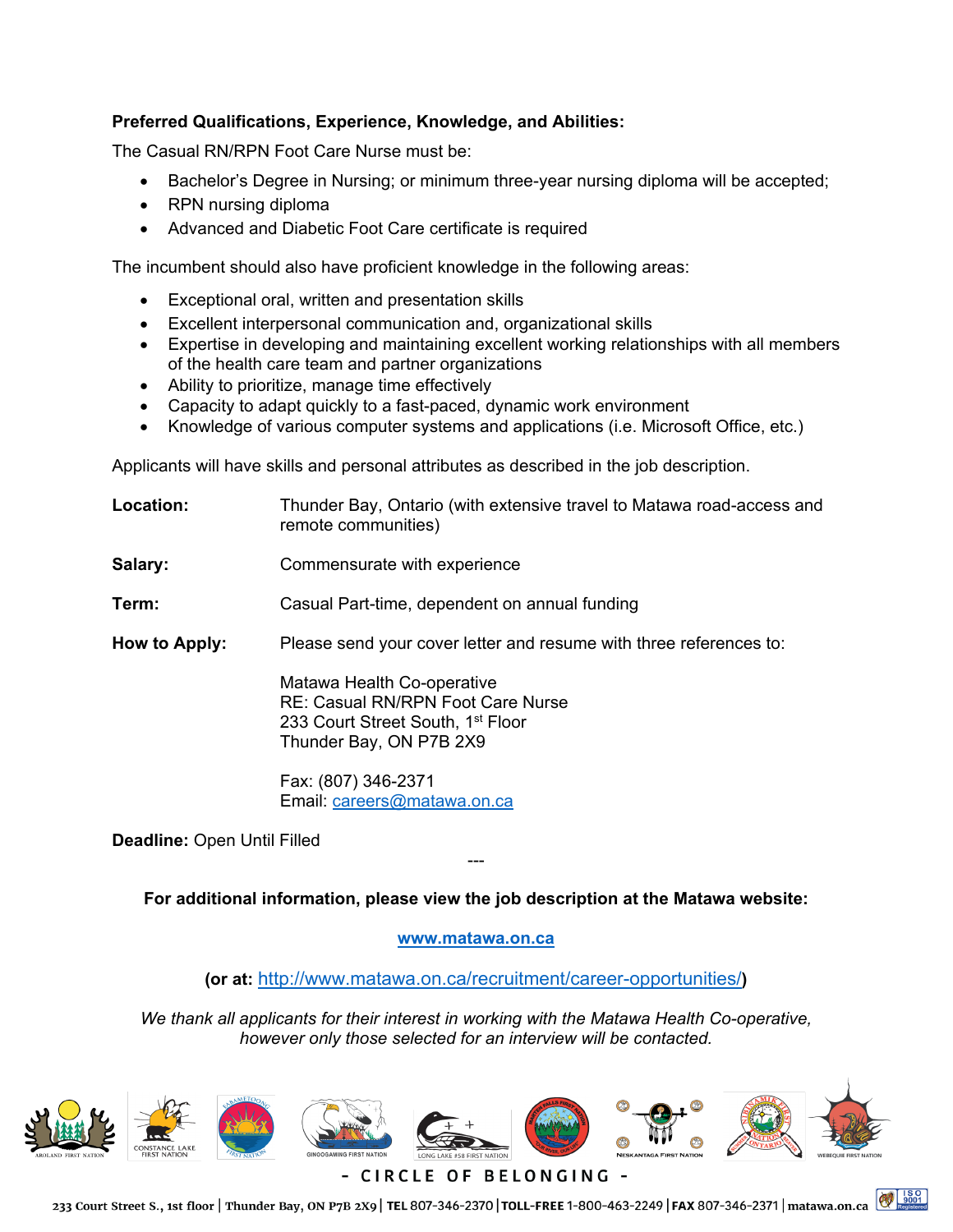**Preferred Qualifications, Experience, Knowledge, and Abilities:**

The Casual RN/RPN Foot Care Nurse must be:

- Bachelor's Degree in Nursing; or minimum three-year nursing diploma will be accepted;
- RPN nursing diploma
- Advanced and Diabetic Foot Care certificate is required

The incumbent should also have proficient knowledge in the following areas:

- Exceptional oral, written and presentation skills
- Excellent interpersonal communication and, organizational skills
- Expertise in developing and maintaining excellent working relationships with all members of the health care team and partner organizations
- Ability to prioritize, manage time effectively
- Capacity to adapt quickly to a fast-paced, dynamic work environment
- Knowledge of various computer systems and applications (i.e. Microsoft Office, etc.)

Applicants will have skills and personal attributes as described in the job description.

**Location:** Thunder Bay, Ontario (with extensive travel to Matawa road-access and remote communities)

**Salary:** Commensurate with experience

**Term:** Casual Part-time, dependent on annual funding

**How to Apply:** Please send your cover letter and resume with three references to:

Matawa Health Co-operative
RE: Casual RN/RPN Foot Care Nurse
233 Court Street South, 1st Floor
Thunder Bay, ON P7B 2X9

Fax: (807) 346-2371
Email: careers@matawa.on.ca

**Deadline:** Open Until Filled

---

**For additional information, please view the job description at the Matawa website:**

**www.matawa.on.ca**

**(or at:** http://www.matawa.on.ca/recruitment/career-opportunities/**)**

*We thank all applicants for their interest in working with the Matawa Health Co-operative, however only those selected for an interview will be contacted.*

AROLAND FIRST NATION | CONSTANCE LAKE FIRST NATION | EABAMETOONG FIRST NATION | GINOOGAMING FIRST NATION | LONG LAKE #58 FIRST NATION | MARTEN FALLS FIRST NATION | NESKANTAGA FIRST NATION | NIBINAMIK FIRST NATION | WEBEQUIE FIRST NATION

- CIRCLE OF BELONGING -

233 Court Street S., 1st floor | Thunder Bay, ON P7B 2X9 | TEL 807-346-2370 | TOLL-FREE 1-800-463-2249 | FAX 807-346-2371 | matawa.on.ca